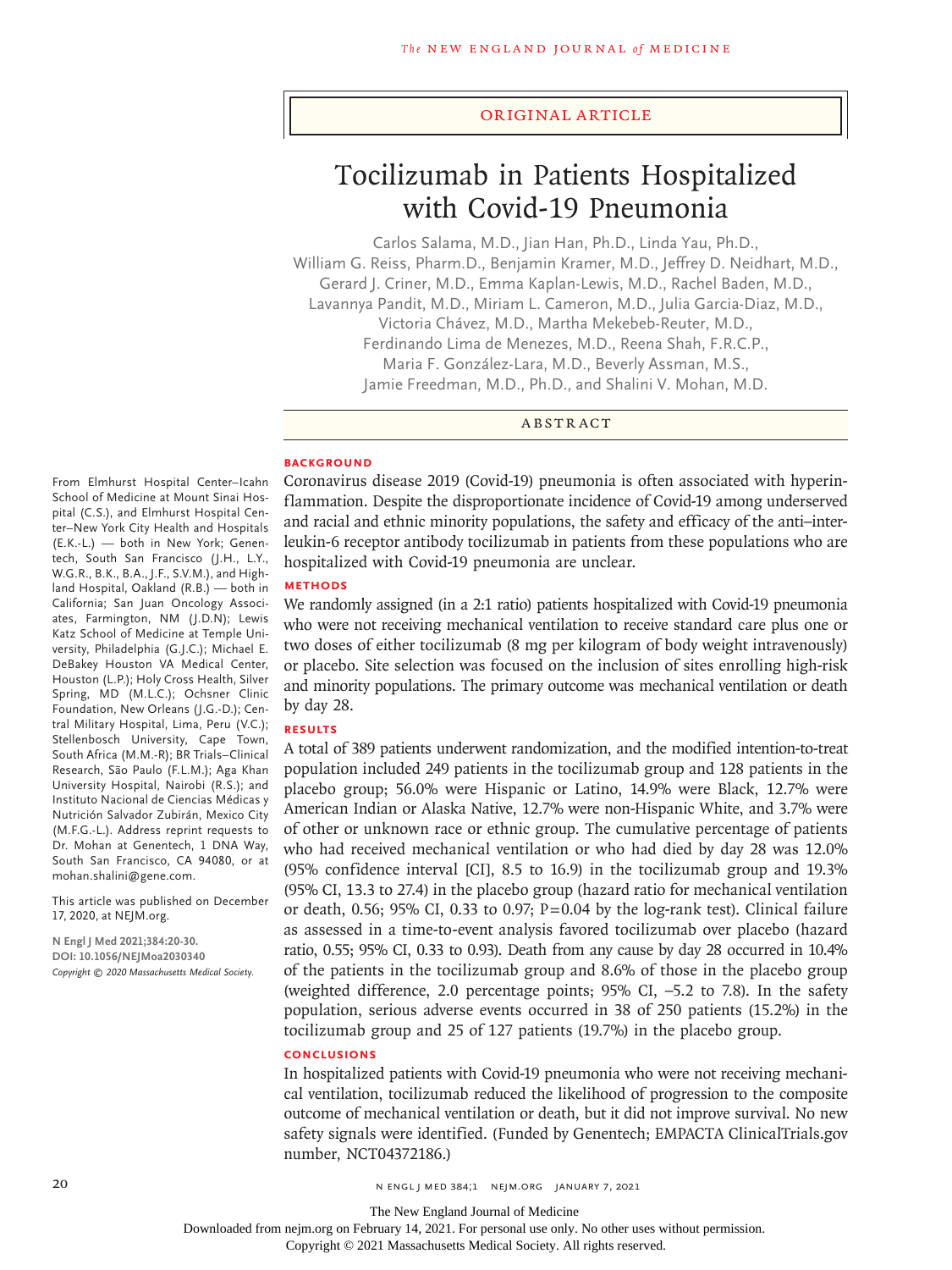ORIGINAL ARTICLE

# Tocilizumab in Patients Hospitalized with Covid-19 Pneumonia

Carlos Salama, M.D., Jian Han, Ph.D., Linda Yau, Ph.D., William G. Reiss, Pharm.D., Benjamin Kramer, M.D., Jeffrey D. Neidhart, M.D., Gerard J. Criner, M.D., Emma Kaplan-Lewis, M.D., Rachel Baden, M.D., Lavannya Pandit, M.D., Miriam L. Cameron, M.D., Julia Garcia-Diaz, M.D., Victoria Chávez, M.D., Martha Mekebeb-Reuter, M.D., Ferdinando Lima de Menezes, M.D., Reena Shah, F.R.C.P., Maria F. González-Lara, M.D., Beverly Assman, M.S., Jamie Freedman, M.D., Ph.D., and Shalini V. Mohan, M.D.

## ABSTRACT

### BACKGROUND

Coronavirus disease 2019 (Covid-19) pneumonia is often associated with hyperinflammation. Despite the disproportionate incidence of Covid-19 among underserved and racial and ethnic minority populations, the safety and efficacy of the anti–interleukin-6 receptor antibody tocilizumab in patients from these populations who are hospitalized with Covid-19 pneumonia are unclear.

### METHODS

We randomly assigned (in a 2:1 ratio) patients hospitalized with Covid-19 pneumonia who were not receiving mechanical ventilation to receive standard care plus one or two doses of either tocilizumab (8 mg per kilogram of body weight intravenously) or placebo. Site selection was focused on the inclusion of sites enrolling high-risk and minority populations. The primary outcome was mechanical ventilation or death by day 28.

### RESULTS

A total of 389 patients underwent randomization, and the modified intention-to-treat population included 249 patients in the tocilizumab group and 128 patients in the placebo group; 56.0% were Hispanic or Latino, 14.9% were Black, 12.7% were American Indian or Alaska Native, 12.7% were non-Hispanic White, and 3.7% were of other or unknown race or ethnic group. The cumulative percentage of patients who had received mechanical ventilation or who had died by day 28 was 12.0% (95% confidence interval [CI], 8.5 to 16.9) in the tocilizumab group and 19.3% (95% CI, 13.3 to 27.4) in the placebo group (hazard ratio for mechanical ventilation or death, 0.56; 95% CI, 0.33 to 0.97; $P=0.04$ by the log-rank test). Clinical failure as assessed in a time-to-event analysis favored tocilizumab over placebo (hazard ratio, 0.55; 95% CI, 0.33 to 0.93). Death from any cause by day 28 occurred in 10.4% of the patients in the tocilizumab group and 8.6% of those in the placebo group (weighted difference, 2.0 percentage points; 95% CI, −5.2 to 7.8). In the safety population, serious adverse events occurred in 38 of 250 patients (15.2%) in the tocilizumab group and 25 of 127 patients (19.7%) in the placebo group.

### CONCLUSIONS

In hospitalized patients with Covid-19 pneumonia who were not receiving mechanical ventilation, tocilizumab reduced the likelihood of progression to the composite outcome of mechanical ventilation or death, but it did not improve survival. No new safety signals were identified. (Funded by Genentech; EMPACTA ClinicalTrials.gov number, NCT04372186.)

From Elmhurst Hospital Center–Icahn School of Medicine at Mount Sinai Hospital (C.S.), and Elmhurst Hospital Center–New York City Health and Hospitals (E.K.-L.) — both in New York; Genentech, South San Francisco (J.H., L.Y., W.G.R., B.K., B.A., J.F., S.V.M.), and Highland Hospital, Oakland (R.B.) — both in California; San Juan Oncology Associates, Farmington, NM (J.D.N); Lewis Katz School of Medicine at Temple University, Philadelphia (G.J.C.); Michael E. DeBakey Houston VA Medical Center, Houston (L.P.); Holy Cross Health, Silver Spring, MD (M.L.C.); Ochsner Clinic Foundation, New Orleans (J.G.-D.); Central Military Hospital, Lima, Peru (V.C.); Stellenbosch University, Cape Town, South Africa (M.M.-R); BR Trials–Clinical Research, São Paulo (F.L.M.); Aga Khan University Hospital, Nairobi (R.S.); and Instituto Nacional de Ciencias Médicas y Nutrición Salvador Zubirán, Mexico City (M.F.G.-L.). Address reprint requests to Dr. Mohan at Genentech, 1 DNA Way, South San Francisco, CA 94080, or at mohan.shalini@gene.com.

This article was published on December 17, 2020, at NEJM.org.

N Engl J Med 2021;384:20-30.
DOI: 10.1056/NEJMoa2030340
Copyright © 2020 Massachusetts Medical Society.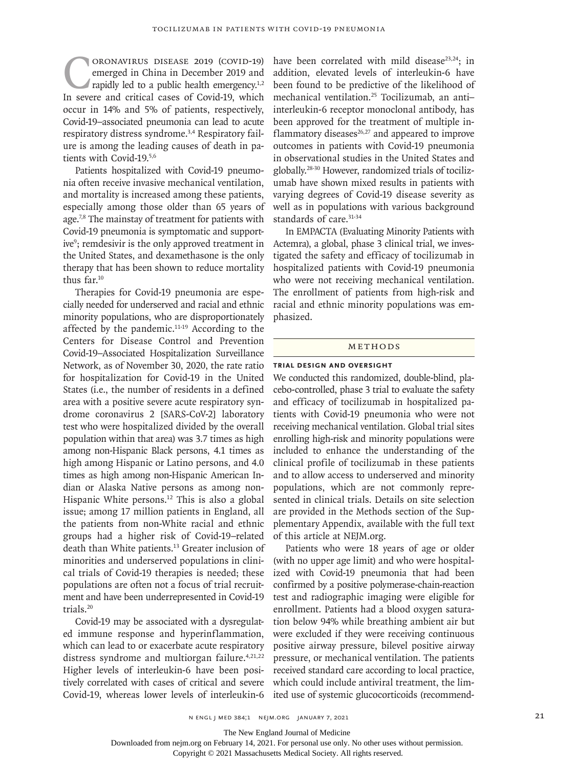Coronavirus disease 2019 (Covid-19) emerged in China in December 2019 and rapidly led to a public health emergency.[1,2] In severe and critical cases of Covid-19, which occur in 14% and 5% of patients, respectively, Covid-19–associated pneumonia can lead to acute respiratory distress syndrome.[3,4] Respiratory failure is among the leading causes of death in patients with Covid-19.[5,6]

Patients hospitalized with Covid-19 pneumonia often receive invasive mechanical ventilation, and mortality is increased among these patients, especially among those older than 65 years of age.[7,8] The mainstay of treatment for patients with Covid-19 pneumonia is symptomatic and supportive[9]; remdesivir is the only approved treatment in the United States, and dexamethasone is the only therapy that has been shown to reduce mortality thus far.[10]

Therapies for Covid-19 pneumonia are especially needed for underserved and racial and ethnic minority populations, who are disproportionately affected by the pandemic.[11-19] According to the Centers for Disease Control and Prevention Covid-19–Associated Hospitalization Surveillance Network, as of November 30, 2020, the rate ratio for hospitalization for Covid-19 in the United States (i.e., the number of residents in a defined area with a positive severe acute respiratory syndrome coronavirus 2 [SARS-CoV-2] laboratory test who were hospitalized divided by the overall population within that area) was 3.7 times as high among non-Hispanic Black persons, 4.1 times as high among Hispanic or Latino persons, and 4.0 times as high among non-Hispanic American Indian or Alaska Native persons as among non-Hispanic White persons.[12] This is also a global issue; among 17 million patients in England, all the patients from non-White racial and ethnic groups had a higher risk of Covid-19–related death than White patients.[13] Greater inclusion of minorities and underserved populations in clinical trials of Covid-19 therapies is needed; these populations are often not a focus of trial recruitment and have been underrepresented in Covid-19 trials.[20]

Covid-19 may be associated with a dysregulated immune response and hyperinflammation, which can lead to or exacerbate acute respiratory distress syndrome and multiorgan failure.[4,21,22] Higher levels of interleukin-6 have been positively correlated with cases of critical and severe Covid-19, whereas lower levels of interleukin-6 have been correlated with mild disease[23,24]; in addition, elevated levels of interleukin-6 have been found to be predictive of the likelihood of mechanical ventilation.[25] Tocilizumab, an anti–interleukin-6 receptor monoclonal antibody, has been approved for the treatment of multiple inflammatory diseases[26,27] and appeared to improve outcomes in patients with Covid-19 pneumonia in observational studies in the United States and globally.[28-30] However, randomized trials of tocilizumab have shown mixed results in patients with varying degrees of Covid-19 disease severity as well as in populations with various background standards of care.[31-34]

In EMPACTA (Evaluating Minority Patients with Actemra), a global, phase 3 clinical trial, we investigated the safety and efficacy of tocilizumab in hospitalized patients with Covid-19 pneumonia who were not receiving mechanical ventilation. The enrollment of patients from high-risk and racial and ethnic minority populations was emphasized.

## Methods

### Trial Design and Oversight

We conducted this randomized, double-blind, placebo-controlled, phase 3 trial to evaluate the safety and efficacy of tocilizumab in hospitalized patients with Covid-19 pneumonia who were not receiving mechanical ventilation. Global trial sites enrolling high-risk and minority populations were included to enhance the understanding of the clinical profile of tocilizumab in these patients and to allow access to underserved and minority populations, which are not commonly represented in clinical trials. Details on site selection are provided in the Methods section of the Supplementary Appendix, available with the full text of this article at NEJM.org.

Patients who were 18 years of age or older (with no upper age limit) and who were hospitalized with Covid-19 pneumonia that had been confirmed by a positive polymerase-chain-reaction test and radiographic imaging were eligible for enrollment. Patients had a blood oxygen saturation below 94% while breathing ambient air but were excluded if they were receiving continuous positive airway pressure, bilevel positive airway pressure, or mechanical ventilation. The patients received standard care according to local practice, which could include antiviral treatment, the limited use of systemic glucocorticoids (recommend-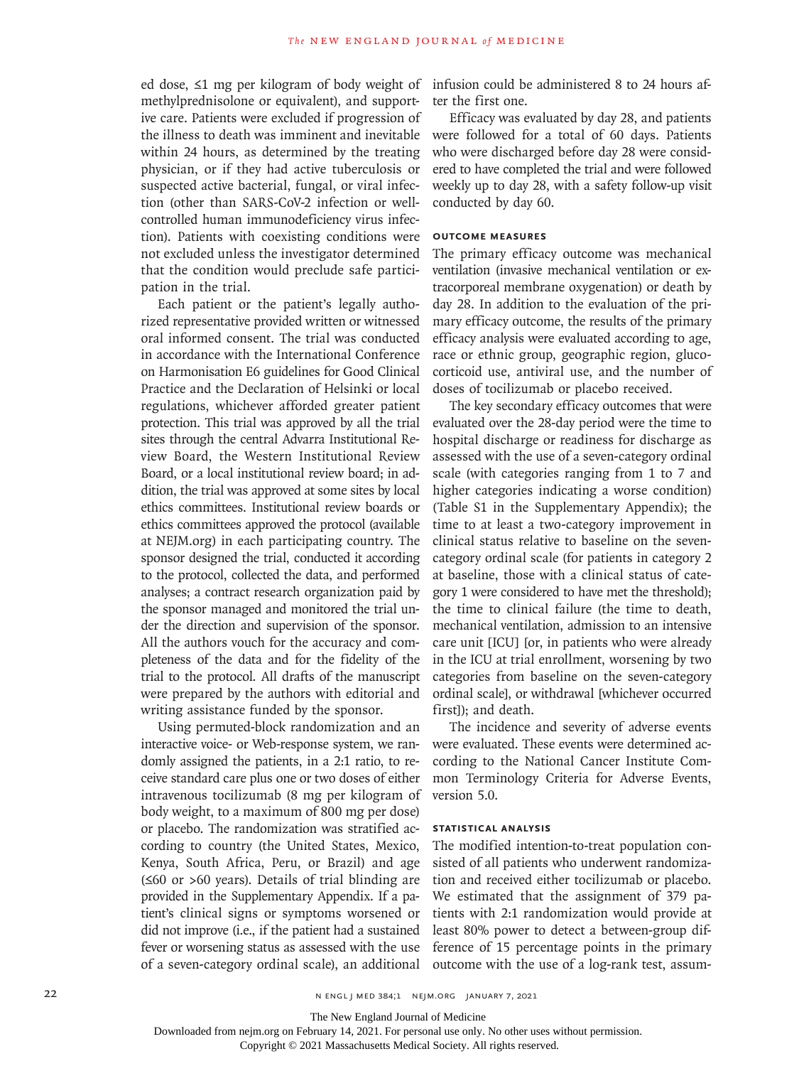ed dose, ≤1 mg per kilogram of body weight of methylprednisolone or equivalent), and supportive care. Patients were excluded if progression of the illness to death was imminent and inevitable within 24 hours, as determined by the treating physician, or if they had active tuberculosis or suspected active bacterial, fungal, or viral infection (other than SARS-CoV-2 infection or well-controlled human immunodeficiency virus infection). Patients with coexisting conditions were not excluded unless the investigator determined that the condition would preclude safe participation in the trial.

Each patient or the patient's legally authorized representative provided written or witnessed oral informed consent. The trial was conducted in accordance with the International Conference on Harmonisation E6 guidelines for Good Clinical Practice and the Declaration of Helsinki or local regulations, whichever afforded greater patient protection. This trial was approved by all the trial sites through the central Advarra Institutional Review Board, the Western Institutional Review Board, or a local institutional review board; in addition, the trial was approved at some sites by local ethics committees. Institutional review boards or ethics committees approved the protocol (available at NEJM.org) in each participating country. The sponsor designed the trial, conducted it according to the protocol, collected the data, and performed analyses; a contract research organization paid by the sponsor managed and monitored the trial under the direction and supervision of the sponsor. All the authors vouch for the accuracy and completeness of the data and for the fidelity of the trial to the protocol. All drafts of the manuscript were prepared by the authors with editorial and writing assistance funded by the sponsor.

Using permuted-block randomization and an interactive voice- or Web-response system, we randomly assigned the patients, in a 2:1 ratio, to receive standard care plus one or two doses of either intravenous tocilizumab (8 mg per kilogram of body weight, to a maximum of 800 mg per dose) or placebo. The randomization was stratified according to country (the United States, Mexico, Kenya, South Africa, Peru, or Brazil) and age (≤60 or >60 years). Details of trial blinding are provided in the Supplementary Appendix. If a patient's clinical signs or symptoms worsened or did not improve (i.e., if the patient had a sustained fever or worsening status as assessed with the use of a seven-category ordinal scale), an additional infusion could be administered 8 to 24 hours after the first one.

Efficacy was evaluated by day 28, and patients were followed for a total of 60 days. Patients who were discharged before day 28 were considered to have completed the trial and were followed weekly up to day 28, with a safety follow-up visit conducted by day 60.

### OUTCOME MEASURES

The primary efficacy outcome was mechanical ventilation (invasive mechanical ventilation or extracorporeal membrane oxygenation) or death by day 28. In addition to the evaluation of the primary efficacy outcome, the results of the primary efficacy analysis were evaluated according to age, race or ethnic group, geographic region, glucocorticoid use, antiviral use, and the number of doses of tocilizumab or placebo received.

The key secondary efficacy outcomes that were evaluated over the 28-day period were the time to hospital discharge or readiness for discharge as assessed with the use of a seven-category ordinal scale (with categories ranging from 1 to 7 and higher categories indicating a worse condition) (Table S1 in the Supplementary Appendix); the time to at least a two-category improvement in clinical status relative to baseline on the seven-category ordinal scale (for patients in category 2 at baseline, those with a clinical status of category 1 were considered to have met the threshold); the time to clinical failure (the time to death, mechanical ventilation, admission to an intensive care unit [ICU] [or, in patients who were already in the ICU at trial enrollment, worsening by two categories from baseline on the seven-category ordinal scale], or withdrawal [whichever occurred first]); and death.

The incidence and severity of adverse events were evaluated. These events were determined according to the National Cancer Institute Common Terminology Criteria for Adverse Events, version 5.0.

### STATISTICAL ANALYSIS

The modified intention-to-treat population consisted of all patients who underwent randomization and received either tocilizumab or placebo. We estimated that the assignment of 379 patients with 2:1 randomization would provide at least 80% power to detect a between-group difference of 15 percentage points in the primary outcome with the use of a log-rank test, assum-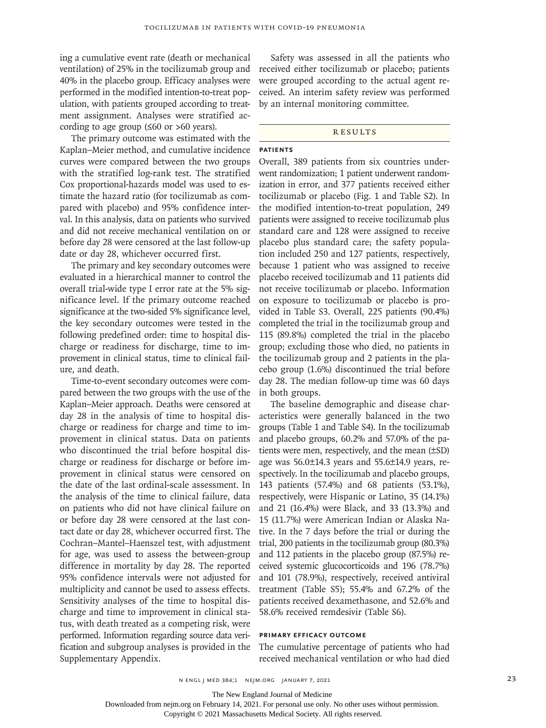ing a cumulative event rate (death or mechanical ventilation) of 25% in the tocilizumab group and 40% in the placebo group. Efficacy analyses were performed in the modified intention-to-treat population, with patients grouped according to treatment assignment. Analyses were stratified according to age group (≤60 or >60 years).

The primary outcome was estimated with the Kaplan–Meier method, and cumulative incidence curves were compared between the two groups with the stratified log-rank test. The stratified Cox proportional-hazards model was used to estimate the hazard ratio (for tocilizumab as compared with placebo) and 95% confidence interval. In this analysis, data on patients who survived and did not receive mechanical ventilation on or before day 28 were censored at the last follow-up date or day 28, whichever occurred first.

The primary and key secondary outcomes were evaluated in a hierarchical manner to control the overall trial-wide type I error rate at the 5% significance level. If the primary outcome reached significance at the two-sided 5% significance level, the key secondary outcomes were tested in the following predefined order: time to hospital discharge or readiness for discharge, time to improvement in clinical status, time to clinical failure, and death.

Time-to-event secondary outcomes were compared between the two groups with the use of the Kaplan–Meier approach. Deaths were censored at day 28 in the analysis of time to hospital discharge or readiness for charge and time to improvement in clinical status. Data on patients who discontinued the trial before hospital discharge or readiness for discharge or before improvement in clinical status were censored on the date of the last ordinal-scale assessment. In the analysis of the time to clinical failure, data on patients who did not have clinical failure on or before day 28 were censored at the last contact date or day 28, whichever occurred first. The Cochran–Mantel–Haenszel test, with adjustment for age, was used to assess the between-group difference in mortality by day 28. The reported 95% confidence intervals were not adjusted for multiplicity and cannot be used to assess effects. Sensitivity analyses of the time to hospital discharge and time to improvement in clinical status, with death treated as a competing risk, were performed. Information regarding source data verification and subgroup analyses is provided in the Supplementary Appendix.

Safety was assessed in all the patients who received either tocilizumab or placebo; patients were grouped according to the actual agent received. An interim safety review was performed by an internal monitoring committee.

## Results

### Patients

Overall, 389 patients from six countries underwent randomization; 1 patient underwent randomization in error, and 377 patients received either tocilizumab or placebo (Fig. 1 and Table S2). In the modified intention-to-treat population, 249 patients were assigned to receive tocilizumab plus standard care and 128 were assigned to receive placebo plus standard care; the safety population included 250 and 127 patients, respectively, because 1 patient who was assigned to receive placebo received tocilizumab and 11 patients did not receive tocilizumab or placebo. Information on exposure to tocilizumab or placebo is provided in Table S3. Overall, 225 patients (90.4%) completed the trial in the tocilizumab group and 115 (89.8%) completed the trial in the placebo group; excluding those who died, no patients in the tocilizumab group and 2 patients in the placebo group (1.6%) discontinued the trial before day 28. The median follow-up time was 60 days in both groups.

The baseline demographic and disease characteristics were generally balanced in the two groups (Table 1 and Table S4). In the tocilizumab and placebo groups, 60.2% and 57.0% of the patients were men, respectively, and the mean (±SD) age was 56.0±14.3 years and 55.6±14.9 years, respectively. In the tocilizumab and placebo groups, 143 patients (57.4%) and 68 patients (53.1%), respectively, were Hispanic or Latino, 35 (14.1%) and 21 (16.4%) were Black, and 33 (13.3%) and 15 (11.7%) were American Indian or Alaska Native. In the 7 days before the trial or during the trial, 200 patients in the tocilizumab group (80.3%) and 112 patients in the placebo group (87.5%) received systemic glucocorticoids and 196 (78.7%) and 101 (78.9%), respectively, received antiviral treatment (Table S5); 55.4% and 67.2% of the patients received dexamethasone, and 52.6% and 58.6% received remdesivir (Table S6).

### Primary Efficacy Outcome

The cumulative percentage of patients who had received mechanical ventilation or who had died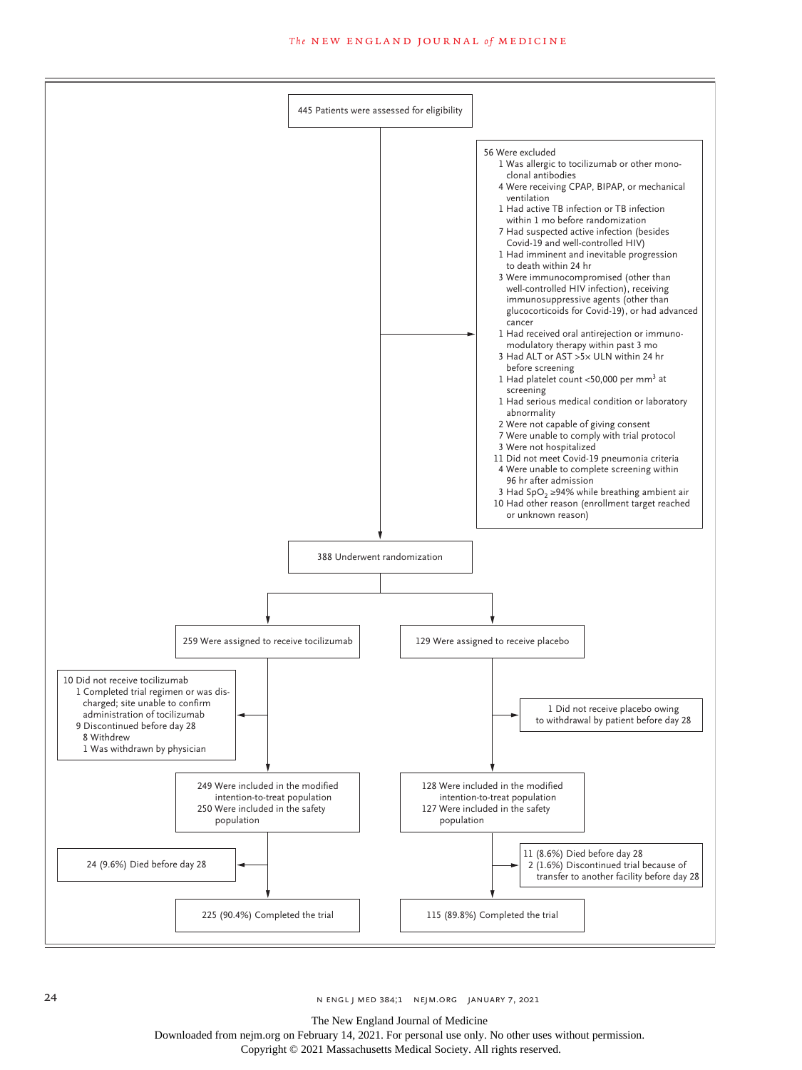445 Patients were assessed for eligibility

56 Were excluded
- 1 Was allergic to tocilizumab or other monoclonal antibodies
- 4 Were receiving CPAP, BIPAP, or mechanical ventilation
- 1 Had active TB infection or TB infection within 1 mo before randomization
- 7 Had suspected active infection (besides Covid-19 and well-controlled HIV)
- 1 Had imminent and inevitable progression to death within 24 hr
- 3 Were immunocompromised (other than well-controlled HIV infection), receiving immunosuppressive agents (other than glucocorticoids for Covid-19), or had advanced cancer
- 1 Had received oral antirejection or immunomodulatory therapy within past 3 mo
- 3 Had ALT or AST >5× ULN within 24 hr before screening
- 1 Had platelet count <50,000 per $mm^3$ at screening
- 1 Had serious medical condition or laboratory abnormality
- 2 Were not capable of giving consent
- 7 Were unable to comply with trial protocol
- 3 Were not hospitalized
- 11 Did not meet Covid-19 pneumonia criteria
- 4 Were unable to complete screening within 96 hr after admission
- 3 Had $SpO_2$ ≥94% while breathing ambient air
- 10 Had other reason (enrollment target reached or unknown reason)

388 Underwent randomization

**Tocilizumab group**

259 Were assigned to receive tocilizumab

10 Did not receive tocilizumab
- 1 Completed trial regimen or was discharged; site unable to confirm administration of tocilizumab
- 9 Discontinued before day 28
  - 8 Withdrew
  - 1 Was withdrawn by physician

249 Were included in the modified intention-to-treat population
250 Were included in the safety population

24 (9.6%) Died before day 28

225 (90.4%) Completed the trial

**Placebo group**

129 Were assigned to receive placebo

1 Did not receive placebo owing to withdrawal by patient before day 28

128 Were included in the modified intention-to-treat population
127 Were included in the safety population

11 (8.6%) Died before day 28
2 (1.6%) Discontinued trial because of transfer to another facility before day 28

115 (89.8%) Completed the trial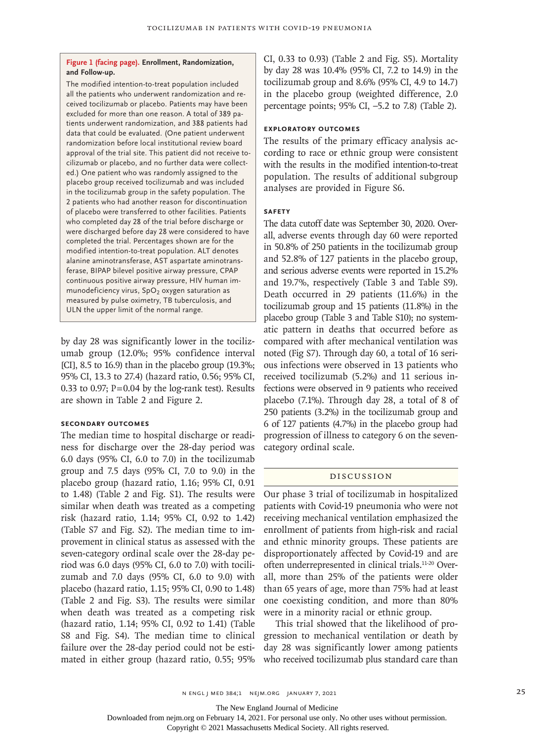**Figure 1 (facing page). Enrollment, Randomization, and Follow-up.**

The modified intention-to-treat population included all the patients who underwent randomization and received tocilizumab or placebo. Patients may have been excluded for more than one reason. A total of 389 patients underwent randomization, and 388 patients had data that could be evaluated. (One patient underwent randomization before local institutional review board approval of the trial site. This patient did not receive tocilizumab or placebo, and no further data were collected.) One patient who was randomly assigned to the placebo group received tocilizumab and was included in the tocilizumab group in the safety population. The 2 patients who had another reason for discontinuation of placebo were transferred to other facilities. Patients who completed day 28 of the trial before discharge or were discharged before day 28 were considered to have completed the trial. Percentages shown are for the modified intention-to-treat population. ALT denotes alanine aminotransferase, AST aspartate aminotransferase, BIPAP bilevel positive airway pressure, CPAP continuous positive airway pressure, HIV human immunodeficiency virus, $SpO_2$ oxygen saturation as measured by pulse oximetry, TB tuberculosis, and ULN the upper limit of the normal range.

by day 28 was significantly lower in the tocilizumab group (12.0%; 95% confidence interval [CI], 8.5 to 16.9) than in the placebo group (19.3%; 95% CI, 13.3 to 27.4) (hazard ratio, 0.56; 95% CI, 0.33 to 0.97; P=0.04 by the log-rank test). Results are shown in Table 2 and Figure 2.

### Secondary Outcomes

The median time to hospital discharge or readiness for discharge over the 28-day period was 6.0 days (95% CI, 6.0 to 7.0) in the tocilizumab group and 7.5 days (95% CI, 7.0 to 9.0) in the placebo group (hazard ratio, 1.16; 95% CI, 0.91 to 1.48) (Table 2 and Fig. S1). The results were similar when death was treated as a competing risk (hazard ratio, 1.14; 95% CI, 0.92 to 1.42) (Table S7 and Fig. S2). The median time to improvement in clinical status as assessed with the seven-category ordinal scale over the 28-day period was 6.0 days (95% CI, 6.0 to 7.0) with tocilizumab and 7.0 days (95% CI, 6.0 to 9.0) with placebo (hazard ratio, 1.15; 95% CI, 0.90 to 1.48) (Table 2 and Fig. S3). The results were similar when death was treated as a competing risk (hazard ratio, 1.14; 95% CI, 0.92 to 1.41) (Table S8 and Fig. S4). The median time to clinical failure over the 28-day period could not be estimated in either group (hazard ratio, 0.55; 95% CI, 0.33 to 0.93) (Table 2 and Fig. S5). Mortality by day 28 was 10.4% (95% CI, 7.2 to 14.9) in the tocilizumab group and 8.6% (95% CI, 4.9 to 14.7) in the placebo group (weighted difference, 2.0 percentage points; 95% CI, −5.2 to 7.8) (Table 2).

### Exploratory Outcomes

The results of the primary efficacy analysis according to race or ethnic group were consistent with the results in the modified intention-to-treat population. The results of additional subgroup analyses are provided in Figure S6.

### Safety

The data cutoff date was September 30, 2020. Overall, adverse events through day 60 were reported in 50.8% of 250 patients in the tocilizumab group and 52.8% of 127 patients in the placebo group, and serious adverse events were reported in 15.2% and 19.7%, respectively (Table 3 and Table S9). Death occurred in 29 patients (11.6%) in the tocilizumab group and 15 patients (11.8%) in the placebo group (Table 3 and Table S10); no systematic pattern in deaths that occurred before as compared with after mechanical ventilation was noted (Fig S7). Through day 60, a total of 16 serious infections were observed in 13 patients who received tocilizumab (5.2%) and 11 serious infections were observed in 9 patients who received placebo (7.1%). Through day 28, a total of 8 of 250 patients (3.2%) in the tocilizumab group and 6 of 127 patients (4.7%) in the placebo group had progression of illness to category 6 on the seven-category ordinal scale.

## Discussion

Our phase 3 trial of tocilizumab in hospitalized patients with Covid-19 pneumonia who were not receiving mechanical ventilation emphasized the enrollment of patients from high-risk and racial and ethnic minority groups. These patients are disproportionately affected by Covid-19 and are often underrepresented in clinical trials.[11-20] Overall, more than 25% of the patients were older than 65 years of age, more than 75% had at least one coexisting condition, and more than 80% were in a minority racial or ethnic group.

This trial showed that the likelihood of progression to mechanical ventilation or death by day 28 was significantly lower among patients who received tocilizumab plus standard care than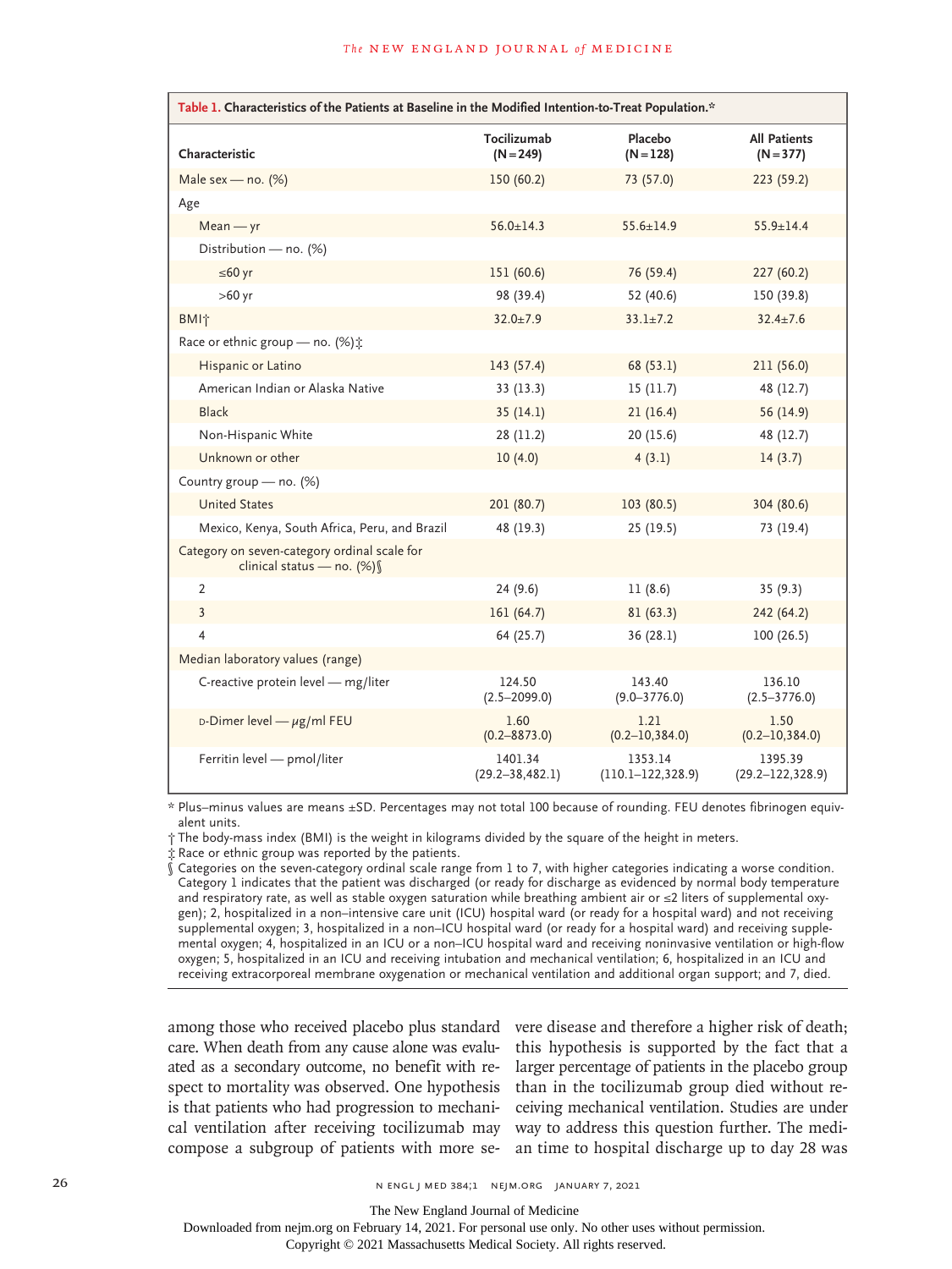**Table 1. Characteristics of the Patients at Baseline in the Modified Intention-to-Treat Population.***

| Characteristic | Tocilizumab (N=249) | Placebo (N=128) | All Patients (N=377) |
|---|---|---|---|
| Male sex — no. (%) | 150 (60.2) | 73 (57.0) | 223 (59.2) |
| Age | | | |
| Mean — yr | 56.0±14.3 | 55.6±14.9 | 55.9±14.4 |
| Distribution — no. (%) | | | |
| ≤60 yr | 151 (60.6) | 76 (59.4) | 227 (60.2) |
| >60 yr | 98 (39.4) | 52 (40.6) | 150 (39.8) |
| BMI† | 32.0±7.9 | 33.1±7.2 | 32.4±7.6 |
| Race or ethnic group — no. (%)‡ | | | |
| Hispanic or Latino | 143 (57.4) | 68 (53.1) | 211 (56.0) |
| American Indian or Alaska Native | 33 (13.3) | 15 (11.7) | 48 (12.7) |
| Black | 35 (14.1) | 21 (16.4) | 56 (14.9) |
| Non-Hispanic White | 28 (11.2) | 20 (15.6) | 48 (12.7) |
| Unknown or other | 10 (4.0) | 4 (3.1) | 14 (3.7) |
| Country group — no. (%) | | | |
| United States | 201 (80.7) | 103 (80.5) | 304 (80.6) |
| Mexico, Kenya, South Africa, Peru, and Brazil | 48 (19.3) | 25 (19.5) | 73 (19.4) |
| Category on seven-category ordinal scale for clinical status — no. (%)§ | | | |
| 2 | 24 (9.6) | 11 (8.6) | 35 (9.3) |
| 3 | 161 (64.7) | 81 (63.3) | 242 (64.2) |
| 4 | 64 (25.7) | 36 (28.1) | 100 (26.5) |
| Median laboratory values (range) | | | |
| C-reactive protein level — mg/liter | 124.50 (2.5–2099.0) | 143.40 (9.0–3776.0) | 136.10 (2.5–3776.0) |
| D-Dimer level — μg/ml FEU | 1.60 (0.2–8873.0) | 1.21 (0.2–10,384.0) | 1.50 (0.2–10,384.0) |
| Ferritin level — pmol/liter | 1401.34 (29.2–38,482.1) | 1353.14 (110.1–122,328.9) | 1395.39 (29.2–122,328.9) |

\* Plus–minus values are means ±SD. Percentages may not total 100 because of rounding. FEU denotes fibrinogen equivalent units.

† The body-mass index (BMI) is the weight in kilograms divided by the square of the height in meters.

‡ Race or ethnic group was reported by the patients.

§ Categories on the seven-category ordinal scale range from 1 to 7, with higher categories indicating a worse condition. Category 1 indicates that the patient was discharged (or ready for discharge as evidenced by normal body temperature and respiratory rate, as well as stable oxygen saturation while breathing ambient air or ≤2 liters of supplemental oxygen); 2, hospitalized in a non–intensive care unit (ICU) hospital ward (or ready for a hospital ward) and not receiving supplemental oxygen; 3, hospitalized in a non–ICU hospital ward (or ready for a hospital ward) and receiving supplemental oxygen; 4, hospitalized in an ICU or a non–ICU hospital ward and receiving noninvasive ventilation or high-flow oxygen; 5, hospitalized in an ICU and receiving intubation and mechanical ventilation; 6, hospitalized in an ICU and receiving extracorporeal membrane oxygenation or mechanical ventilation and additional organ support; and 7, died.

among those who received placebo plus standard care. When death from any cause alone was evaluated as a secondary outcome, no benefit with respect to mortality was observed. One hypothesis is that patients who had progression to mechanical ventilation after receiving tocilizumab may compose a subgroup of patients with more severe disease and therefore a higher risk of death; this hypothesis is supported by the fact that a larger percentage of patients in the placebo group than in the tocilizumab group died without receiving mechanical ventilation. Studies are under way to address this question further. The median time to hospital discharge up to day 28 was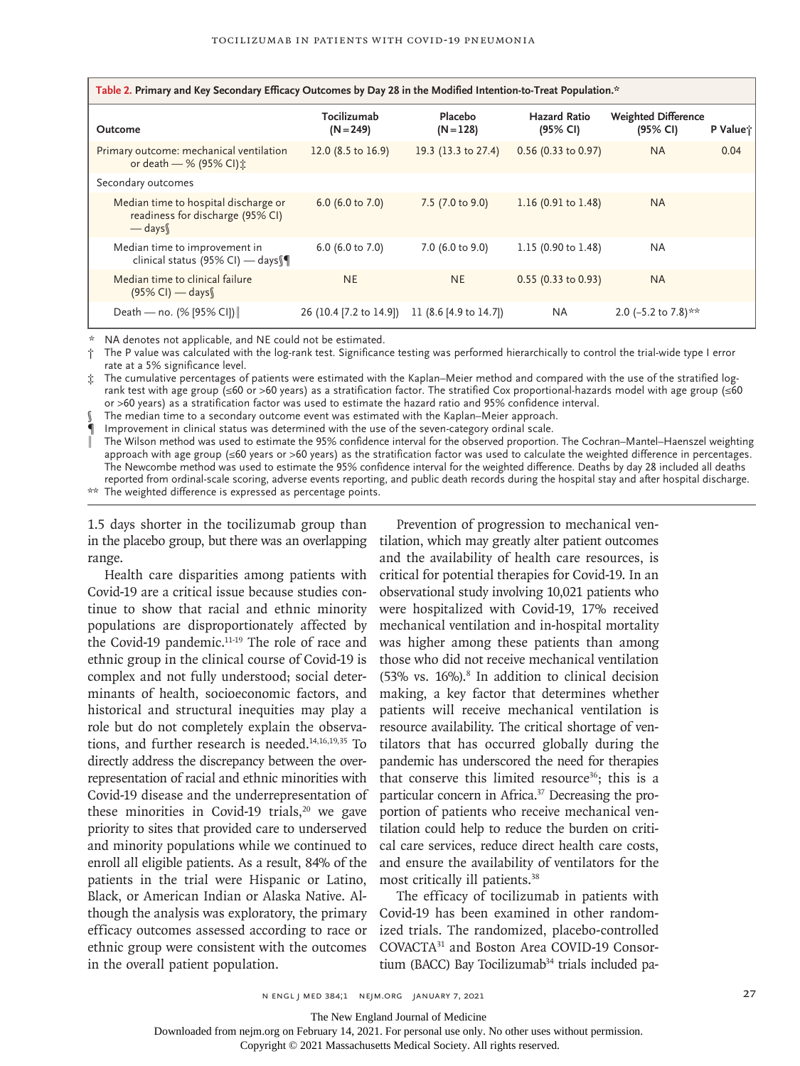**Table 2. Primary and Key Secondary Efficacy Outcomes by Day 28 in the Modified Intention-to-Treat Population.***

| Outcome | Tocilizumab (N=249) | Placebo (N=128) | Hazard Ratio (95% CI) | Weighted Difference (95% CI) | P Value† |
|---|---|---|---|---|---|
| Primary outcome: mechanical ventilation or death — % (95% CI)‡ | 12.0 (8.5 to 16.9) | 19.3 (13.3 to 27.4) | 0.56 (0.33 to 0.97) | NA | 0.04 |
| Secondary outcomes | | | | | |
| Median time to hospital discharge or readiness for discharge (95% CI) — days§ | 6.0 (6.0 to 7.0) | 7.5 (7.0 to 9.0) | 1.16 (0.91 to 1.48) | NA | |
| Median time to improvement in clinical status (95% CI) — days§¶ | 6.0 (6.0 to 7.0) | 7.0 (6.0 to 9.0) | 1.15 (0.90 to 1.48) | NA | |
| Median time to clinical failure (95% CI) — days§ | NE | NE | 0.55 (0.33 to 0.93) | NA | |
| Death — no. (% [95% CI])‖ | 26 (10.4 [7.2 to 14.9]) | 11 (8.6 [4.9 to 14.7]) | NA | 2.0 (−5.2 to 7.8)** | |

\* NA denotes not applicable, and NE could not be estimated.

† The P value was calculated with the log-rank test. Significance testing was performed hierarchically to control the trial-wide type I error rate at a 5% significance level.

‡ The cumulative percentages of patients were estimated with the Kaplan–Meier method and compared with the use of the stratified log-rank test with age group (≤60 or >60 years) as a stratification factor. The stratified Cox proportional-hazards model with age group (≤60 or >60 years) as a stratification factor was used to estimate the hazard ratio and 95% confidence interval.

§ The median time to a secondary outcome event was estimated with the Kaplan–Meier approach.

¶ Improvement in clinical status was determined with the use of the seven-category ordinal scale.

‖ The Wilson method was used to estimate the 95% confidence interval for the observed proportion. The Cochran–Mantel–Haenszel weighting approach with age group (≤60 years or >60 years) as the stratification factor was used to calculate the weighted difference in percentages. The Newcombe method was used to estimate the 95% confidence interval for the weighted difference. Deaths by day 28 included all deaths reported from ordinal-scale scoring, adverse events reporting, and public death records during the hospital stay and after hospital discharge.

\*\* The weighted difference is expressed as percentage points.

1.5 days shorter in the tocilizumab group than in the placebo group, but there was an overlapping range.

Health care disparities among patients with Covid-19 are a critical issue because studies continue to show that racial and ethnic minority populations are disproportionately affected by the Covid-19 pandemic.[11-19] The role of race and ethnic group in the clinical course of Covid-19 is complex and not fully understood; social determinants of health, socioeconomic factors, and historical and structural inequities may play a role but do not completely explain the observations, and further research is needed.[14,16,19,35] To directly address the discrepancy between the overrepresentation of racial and ethnic minorities with Covid-19 disease and the underrepresentation of these minorities in Covid-19 trials,[20] we gave priority to sites that provided care to underserved and minority populations while we continued to enroll all eligible patients. As a result, 84% of the patients in the trial were Hispanic or Latino, Black, or American Indian or Alaska Native. Although the analysis was exploratory, the primary efficacy outcomes assessed according to race or ethnic group were consistent with the outcomes in the overall patient population.

Prevention of progression to mechanical ventilation, which may greatly alter patient outcomes and the availability of health care resources, is critical for potential therapies for Covid-19. In an observational study involving 10,021 patients who were hospitalized with Covid-19, 17% received mechanical ventilation and in-hospital mortality was higher among these patients than among those who did not receive mechanical ventilation (53% vs. 16%).[8] In addition to clinical decision making, a key factor that determines whether patients will receive mechanical ventilation is resource availability. The critical shortage of ventilators that has occurred globally during the pandemic has underscored the need for therapies that conserve this limited resource[36]; this is a particular concern in Africa.[37] Decreasing the proportion of patients who receive mechanical ventilation could help to reduce the burden on critical care services, reduce direct health care costs, and ensure the availability of ventilators for the most critically ill patients.[38]

The efficacy of tocilizumab in patients with Covid-19 has been examined in other randomized trials. The randomized, placebo-controlled COVACTA[31] and Boston Area COVID-19 Consortium (BACC) Bay Tocilizumab[34] trials included pa-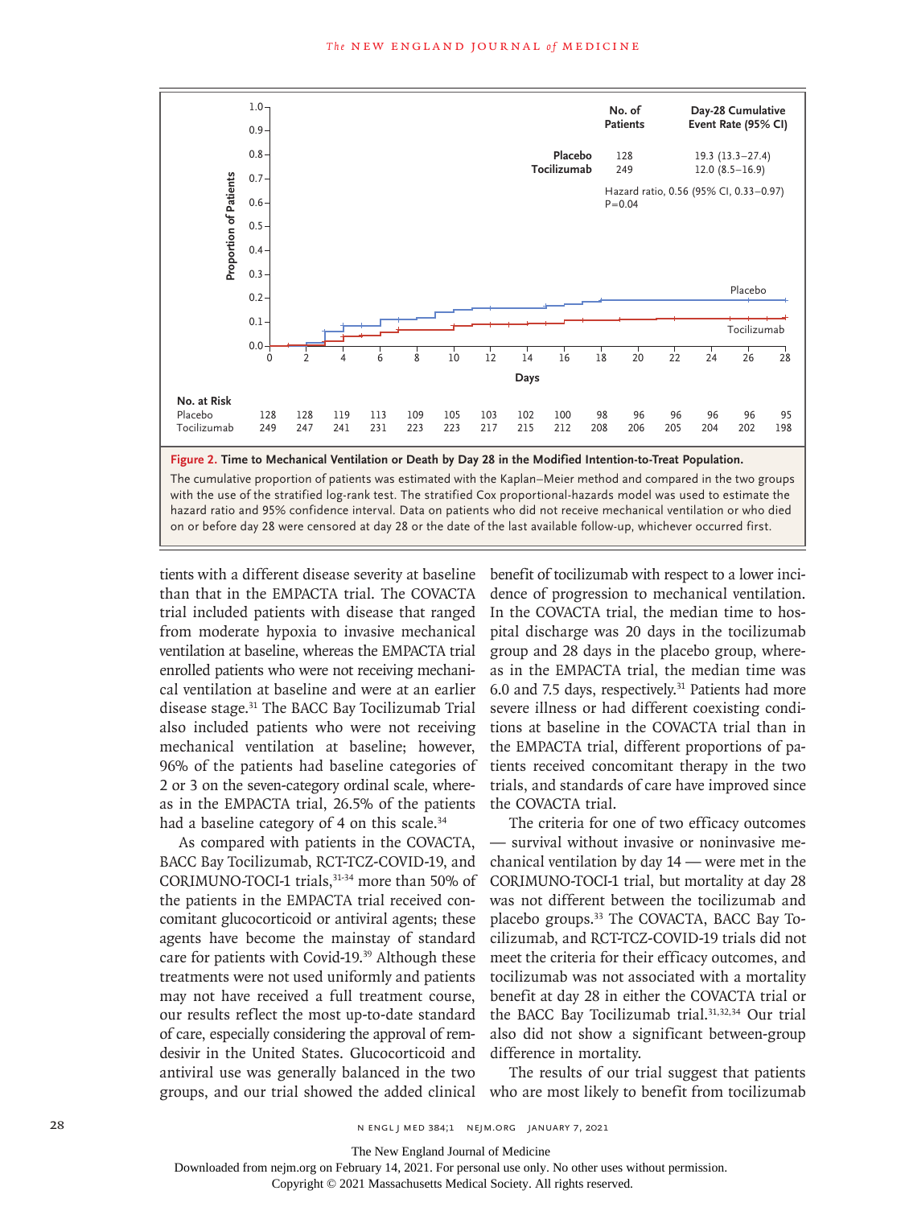| | No. of Patients | Day-28 Cumulative Event Rate (95% CI) |
|---|---|---|
| Placebo | 128 | 19.3 (13.3–27.4) |
| Tocilizumab | 249 | 12.0 (8.5–16.9) |

Hazard ratio, 0.56 (95% CI, 0.33–0.97)
P=0.04

| No. at Risk | 0 | 2 | 4 | 6 | 8 | 10 | 12 | 14 | 16 | 18 | 20 | 22 | 24 | 26 | 28 |
|---|---|---|---|---|---|---|---|---|---|---|---|---|---|---|---|
| Placebo | 128 | 128 | 119 | 113 | 109 | 105 | 103 | 102 | 100 | 98 | 96 | 96 | 96 | 96 | 95 |
| Tocilizumab | 249 | 247 | 241 | 231 | 223 | 223 | 217 | 215 | 212 | 208 | 206 | 205 | 204 | 202 | 198 |

**Figure 2. Time to Mechanical Ventilation or Death by Day 28 in the Modified Intention-to-Treat Population.**

The cumulative proportion of patients was estimated with the Kaplan–Meier method and compared in the two groups with the use of the stratified log-rank test. The stratified Cox proportional-hazards model was used to estimate the hazard ratio and 95% confidence interval. Data on patients who did not receive mechanical ventilation or who died on or before day 28 were censored at day 28 or the date of the last available follow-up, whichever occurred first.

tients with a different disease severity at baseline than that in the EMPACTA trial. The COVACTA trial included patients with disease that ranged from moderate hypoxia to invasive mechanical ventilation at baseline, whereas the EMPACTA trial enrolled patients who were not receiving mechanical ventilation at baseline and were at an earlier disease stage.[31] The BACC Bay Tocilizumab Trial also included patients who were not receiving mechanical ventilation at baseline; however, 96% of the patients had baseline categories of 2 or 3 on the seven-category ordinal scale, whereas in the EMPACTA trial, 26.5% of the patients had a baseline category of 4 on this scale.[34]

As compared with patients in the COVACTA, BACC Bay Tocilizumab, RCT-TCZ-COVID-19, and CORIMUNO-TOCI-1 trials,[31-34] more than 50% of the patients in the EMPACTA trial received concomitant glucocorticoid or antiviral agents; these agents have become the mainstay of standard care for patients with Covid-19.[39] Although these treatments were not used uniformly and patients may not have received a full treatment course, our results reflect the most up-to-date standard of care, especially considering the approval of remdesivir in the United States. Glucocorticoid and antiviral use was generally balanced in the two groups, and our trial showed the added clinical benefit of tocilizumab with respect to a lower incidence of progression to mechanical ventilation. In the COVACTA trial, the median time to hospital discharge was 20 days in the tocilizumab group and 28 days in the placebo group, whereas in the EMPACTA trial, the median time was 6.0 and 7.5 days, respectively.[31] Patients had more severe illness or had different coexisting conditions at baseline in the COVACTA trial than in the EMPACTA trial, different proportions of patients received concomitant therapy in the two trials, and standards of care have improved since the COVACTA trial.

The criteria for one of two efficacy outcomes — survival without invasive or noninvasive mechanical ventilation by day 14 — were met in the CORIMUNO-TOCI-1 trial, but mortality at day 28 was not different between the tocilizumab and placebo groups.[33] The COVACTA, BACC Bay Tocilizumab, and RCT-TCZ-COVID-19 trials did not meet the criteria for their efficacy outcomes, and tocilizumab was not associated with a mortality benefit at day 28 in either the COVACTA trial or the BACC Bay Tocilizumab trial.[31,32,34] Our trial also did not show a significant between-group difference in mortality.

The results of our trial suggest that patients who are most likely to benefit from tocilizumab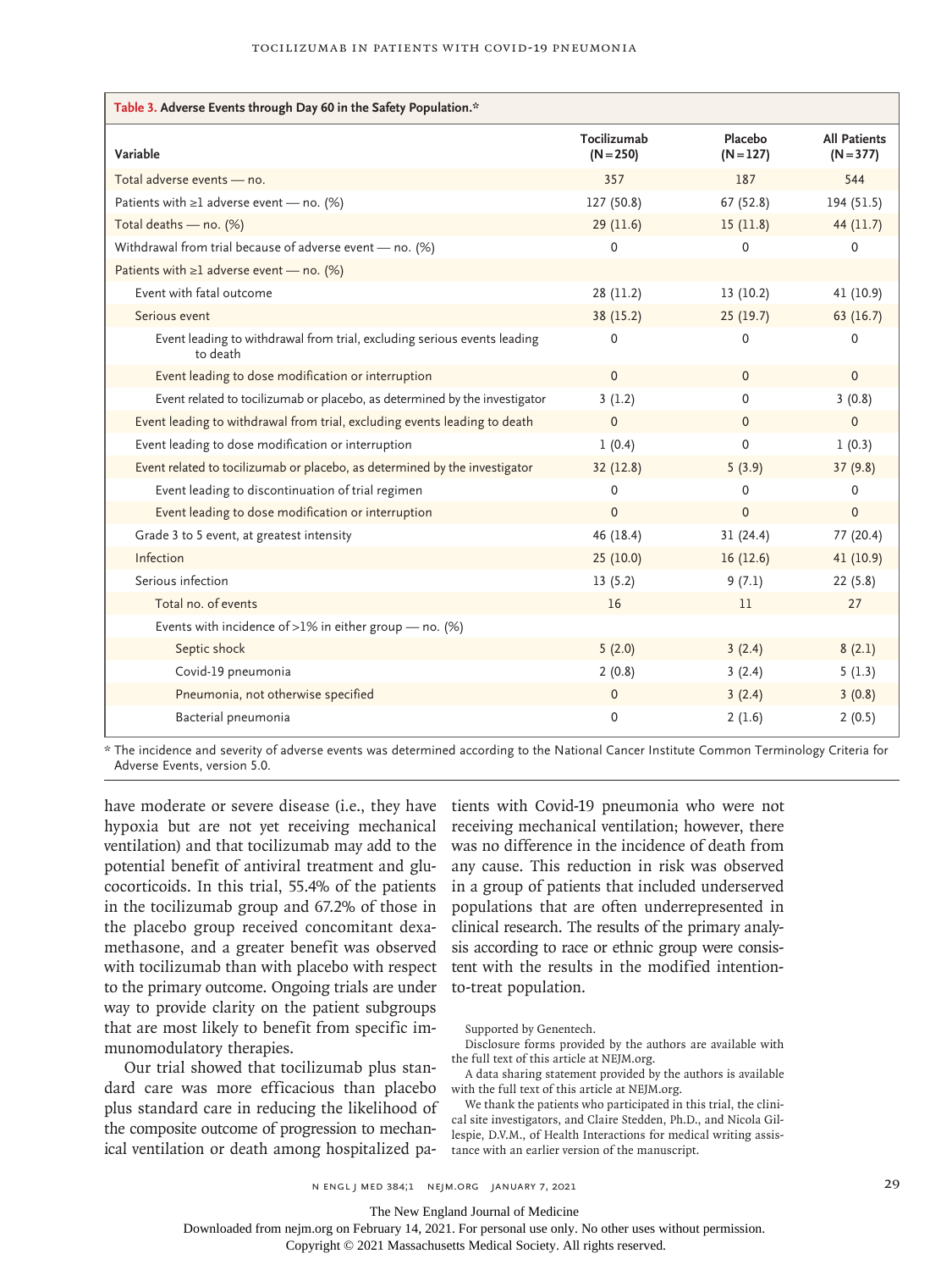**Table 3. Adverse Events through Day 60 in the Safety Population.***

| Variable | Tocilizumab (N=250) | Placebo (N=127) | All Patients (N=377) |
|---|---|---|---|
| Total adverse events — no. | 357 | 187 | 544 |
| Patients with ≥1 adverse event — no. (%) | 127 (50.8) | 67 (52.8) | 194 (51.5) |
| Total deaths — no. (%) | 29 (11.6) | 15 (11.8) | 44 (11.7) |
| Withdrawal from trial because of adverse event — no. (%) | 0 | 0 | 0 |
| Patients with ≥1 adverse event — no. (%) | | | |
| Event with fatal outcome | 28 (11.2) | 13 (10.2) | 41 (10.9) |
| Serious event | 38 (15.2) | 25 (19.7) | 63 (16.7) |
| Event leading to withdrawal from trial, excluding serious events leading to death | 0 | 0 | 0 |
| Event leading to dose modification or interruption | 0 | 0 | 0 |
| Event related to tocilizumab or placebo, as determined by the investigator | 3 (1.2) | 0 | 3 (0.8) |
| Event leading to withdrawal from trial, excluding events leading to death | 0 | 0 | 0 |
| Event leading to dose modification or interruption | 1 (0.4) | 0 | 1 (0.3) |
| Event related to tocilizumab or placebo, as determined by the investigator | 32 (12.8) | 5 (3.9) | 37 (9.8) |
| Event leading to discontinuation of trial regimen | 0 | 0 | 0 |
| Event leading to dose modification or interruption | 0 | 0 | 0 |
| Grade 3 to 5 event, at greatest intensity | 46 (18.4) | 31 (24.4) | 77 (20.4) |
| Infection | 25 (10.0) | 16 (12.6) | 41 (10.9) |
| Serious infection | 13 (5.2) | 9 (7.1) | 22 (5.8) |
| Total no. of events | 16 | 11 | 27 |
| Events with incidence of >1% in either group — no. (%) | | | |
| Septic shock | 5 (2.0) | 3 (2.4) | 8 (2.1) |
| Covid-19 pneumonia | 2 (0.8) | 3 (2.4) | 5 (1.3) |
| Pneumonia, not otherwise specified | 0 | 3 (2.4) | 3 (0.8) |
| Bacterial pneumonia | 0 | 2 (1.6) | 2 (0.5) |

\* The incidence and severity of adverse events was determined according to the National Cancer Institute Common Terminology Criteria for Adverse Events, version 5.0.

have moderate or severe disease (i.e., they have hypoxia but are not yet receiving mechanical ventilation) and that tocilizumab may add to the potential benefit of antiviral treatment and glucocorticoids. In this trial, 55.4% of the patients in the tocilizumab group and 67.2% of those in the placebo group received concomitant dexamethasone, and a greater benefit was observed with tocilizumab than with placebo with respect to the primary outcome. Ongoing trials are under way to provide clarity on the patient subgroups that are most likely to benefit from specific immunomodulatory therapies.

Our trial showed that tocilizumab plus standard care was more efficacious than placebo plus standard care in reducing the likelihood of the composite outcome of progression to mechanical ventilation or death among hospitalized patients with Covid-19 pneumonia who were not receiving mechanical ventilation; however, there was no difference in the incidence of death from any cause. This reduction in risk was observed in a group of patients that included underserved populations that are often underrepresented in clinical research. The results of the primary analysis according to race or ethnic group were consistent with the results in the modified intention-to-treat population.

Supported by Genentech.

Disclosure forms provided by the authors are available with the full text of this article at NEJM.org.

A data sharing statement provided by the authors is available with the full text of this article at NEJM.org.

We thank the patients who participated in this trial, the clinical site investigators, and Claire Stedden, Ph.D., and Nicola Gillespie, D.V.M., of Health Interactions for medical writing assistance with an earlier version of the manuscript.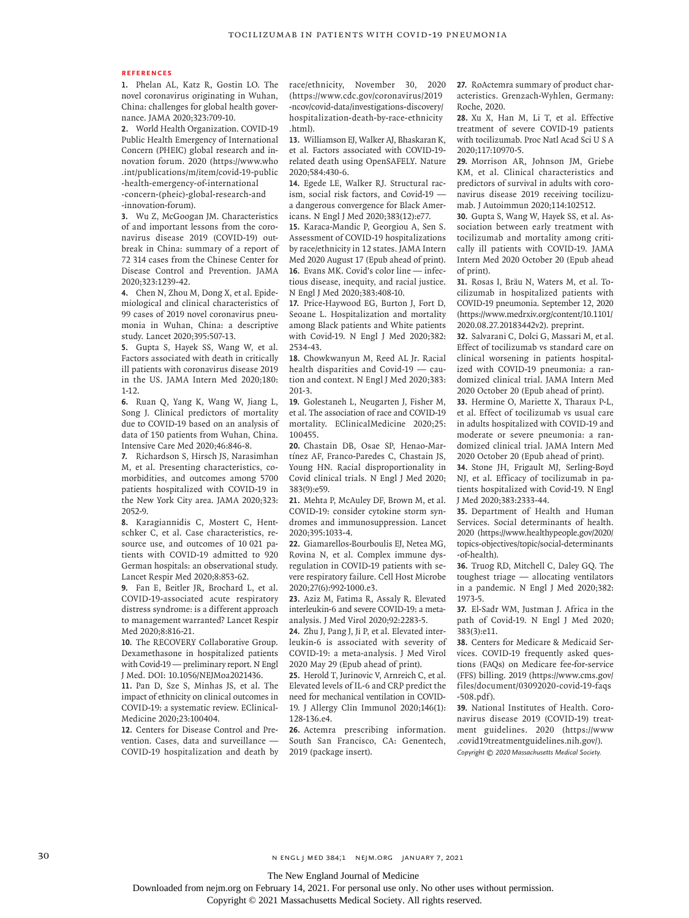## References

1. Phelan AL, Katz R, Gostin LO. The novel coronavirus originating in Wuhan, China: challenges for global health governance. JAMA 2020;323:709-10.
2. World Health Organization. COVID-19 Public Health Emergency of International Concern (PHEIC) global research and innovation forum. 2020 (https://www.who.int/publications/m/item/covid-19-public-health-emergency-of-international-concern-(pheic)-global-research-and-innovation-forum).
3. Wu Z, McGoogan JM. Characteristics of and important lessons from the coronavirus disease 2019 (COVID-19) outbreak in China: summary of a report of 72 314 cases from the Chinese Center for Disease Control and Prevention. JAMA 2020;323:1239-42.
4. Chen N, Zhou M, Dong X, et al. Epidemiological and clinical characteristics of 99 cases of 2019 novel coronavirus pneumonia in Wuhan, China: a descriptive study. Lancet 2020;395:507-13.
5. Gupta S, Hayek SS, Wang W, et al. Factors associated with death in critically ill patients with coronavirus disease 2019 in the US. JAMA Intern Med 2020;180:1-12.
6. Ruan Q, Yang K, Wang W, Jiang L, Song J. Clinical predictors of mortality due to COVID-19 based on an analysis of data of 150 patients from Wuhan, China. Intensive Care Med 2020;46:846-8.
7. Richardson S, Hirsch JS, Narasimhan M, et al. Presenting characteristics, comorbidities, and outcomes among 5700 patients hospitalized with COVID-19 in the New York City area. JAMA 2020;323:2052-9.
8. Karagiannidis C, Mostert C, Hentschker C, et al. Case characteristics, resource use, and outcomes of 10 021 patients with COVID-19 admitted to 920 German hospitals: an observational study. Lancet Respir Med 2020;8:853-62.
9. Fan E, Beitler JR, Brochard L, et al. COVID-19-associated acute respiratory distress syndrome: is a different approach to management warranted? Lancet Respir Med 2020;8:816-21.
10. The RECOVERY Collaborative Group. Dexamethasone in hospitalized patients with Covid-19 — preliminary report. N Engl J Med. DOI: 10.1056/NEJMoa2021436.
11. Pan D, Sze S, Minhas JS, et al. The impact of ethnicity on clinical outcomes in COVID-19: a systematic review. EClinicalMedicine 2020;23:100404.
12. Centers for Disease Control and Prevention. Cases, data and surveillance — COVID-19 hospitalization and death by race/ethnicity, November 30, 2020 (https://www.cdc.gov/coronavirus/2019-ncov/covid-data/investigations-discovery/hospitalization-death-by-race-ethnicity.html).
13. Williamson EJ, Walker AJ, Bhaskaran K, et al. Factors associated with COVID-19-related death using OpenSAFELY. Nature 2020;584:430-6.
14. Egede LE, Walker RJ. Structural racism, social risk factors, and Covid-19 — a dangerous convergence for Black Americans. N Engl J Med 2020;383(12):e77.
15. Karaca-Mandic P, Georgiou A, Sen S. Assessment of COVID-19 hospitalizations by race/ethnicity in 12 states. JAMA Intern Med 2020 August 17 (Epub ahead of print).
16. Evans MK. Covid's color line — infectious disease, inequity, and racial justice. N Engl J Med 2020;383:408-10.
17. Price-Haywood EG, Burton J, Fort D, Seoane L. Hospitalization and mortality among Black patients and White patients with Covid-19. N Engl J Med 2020;382:2534-43.
18. Chowkwanyun M, Reed AL Jr. Racial health disparities and Covid-19 — caution and context. N Engl J Med 2020;383:201-3.
19. Golestaneh L, Neugarten J, Fisher M, et al. The association of race and COVID-19 mortality. EClinicalMedicine 2020;25:100455.
20. Chastain DB, Osae SP, Henao-Martínez AF, Franco-Paredes C, Chastain JS, Young HN. Racial disproportionality in Covid clinical trials. N Engl J Med 2020;383(9):e59.
21. Mehta P, McAuley DF, Brown M, et al. COVID-19: consider cytokine storm syndromes and immunosuppression. Lancet 2020;395:1033-4.
22. Giamarellos-Bourboulis EJ, Netea MG, Rovina N, et al. Complex immune dysregulation in COVID-19 patients with severe respiratory failure. Cell Host Microbe 2020;27(6):992-1000.e3.
23. Aziz M, Fatima R, Assaly R. Elevated interleukin-6 and severe COVID-19: a meta-analysis. J Med Virol 2020;92:2283-5.
24. Zhu J, Pang J, Ji P, et al. Elevated interleukin-6 is associated with severity of COVID-19: a meta-analysis. J Med Virol 2020 May 29 (Epub ahead of print).
25. Herold T, Jurinovic V, Arnreich C, et al. Elevated levels of IL-6 and CRP predict the need for mechanical ventilation in COVID-19. J Allergy Clin Immunol 2020;146(1):128-136.e4.
26. Actemra prescribing information. South San Francisco, CA: Genentech, 2019 (package insert).
27. RoActemra summary of product characteristics. Grenzach-Wyhlen, Germany: Roche, 2020.
28. Xu X, Han M, Li T, et al. Effective treatment of severe COVID-19 patients with tocilizumab. Proc Natl Acad Sci U S A 2020;117:10970-5.
29. Morrison AR, Johnson JM, Griebe KM, et al. Clinical characteristics and predictors of survival in adults with coronavirus disease 2019 receiving tocilizumab. J Autoimmun 2020;114:102512.
30. Gupta S, Wang W, Hayek SS, et al. Association between early treatment with tocilizumab and mortality among critically ill patients with COVID-19. JAMA Intern Med 2020 October 20 (Epub ahead of print).
31. Rosas I, Bräu N, Waters M, et al. Tocilizumab in hospitalized patients with COVID-19 pneumonia. September 12, 2020 (https://www.medrxiv.org/content/10.1101/2020.08.27.20183442v2). preprint.
32. Salvarani C, Dolci G, Massari M, et al. Effect of tocilizumab vs standard care on clinical worsening in patients hospitalized with COVID-19 pneumonia: a randomized clinical trial. JAMA Intern Med 2020 October 20 (Epub ahead of print).
33. Hermine O, Mariette X, Tharaux P-L, et al. Effect of tocilizumab vs usual care in adults hospitalized with COVID-19 and moderate or severe pneumonia: a randomized clinical trial. JAMA Intern Med 2020 October 20 (Epub ahead of print).
34. Stone JH, Frigault MJ, Serling-Boyd NJ, et al. Efficacy of tocilizumab in patients hospitalized with Covid-19. N Engl J Med 2020;383:2333-44.
35. Department of Health and Human Services. Social determinants of health. 2020 (https://www.healthypeople.gov/2020/topics-objectives/topic/social-determinants-of-health).
36. Truog RD, Mitchell C, Daley GQ. The toughest triage — allocating ventilators in a pandemic. N Engl J Med 2020;382:1973-5.
37. El-Sadr WM, Justman J. Africa in the path of Covid-19. N Engl J Med 2020;383(3):e11.
38. Centers for Medicare & Medicaid Services. COVID-19 frequently asked questions (FAQs) on Medicare fee-for-service (FFS) billing. 2019 (https://www.cms.gov/files/document/03092020-covid-19-faqs-508.pdf).
39. National Institutes of Health. Coronavirus disease 2019 (COVID-19) treatment guidelines. 2020 (https://www.covid19treatmentguidelines.nih.gov/).

*Copyright © 2020 Massachusetts Medical Society.*